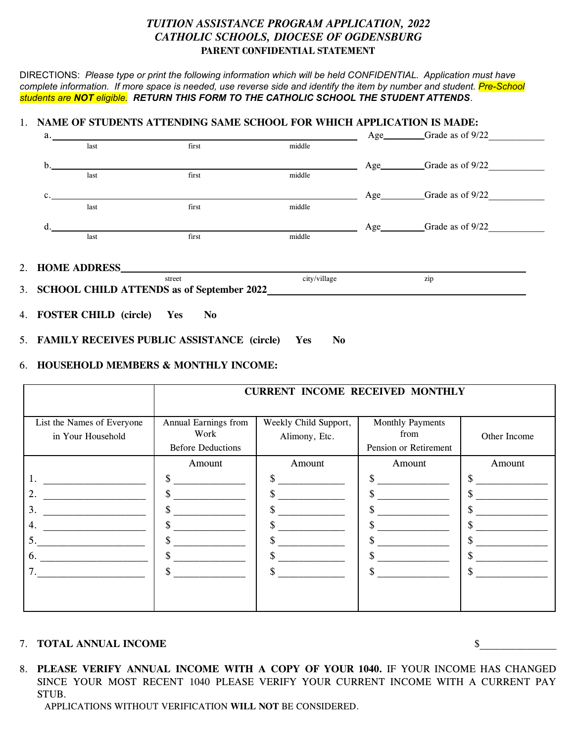# *TUITION ASSISTANCE PROGRAM APPLICATION, 2022*
# *CATHOLIC SCHOOLS, DIOCESE OF OGDENSBURG*
## PARENT CONFIDENTIAL STATEMENT

DIRECTIONS: *Please type or print the following information which will be held CONFIDENTIAL. Application must have complete information. If more space is needed, use reverse side and identify the item by number and student. Pre-School students are **NOT** eligible.* ***RETURN THIS FORM TO THE CATHOLIC SCHOOL THE STUDENT ATTENDS.***

1. **NAME OF STUDENTS ATTENDING SAME SCHOOL FOR WHICH APPLICATION IS MADE:**

   a. ______________________________________________ Age________ Grade as of 9/22___________
   last first middle

   b. ______________________________________________ Age________ Grade as of 9/22___________
   last first middle

   c. ______________________________________________ Age________ Grade as of 9/22___________
   last first middle

   d. ______________________________________________ Age________ Grade as of 9/22___________
   last first middle

2. **HOME ADDRESS**______________________________________________
   street city/village zip

3. **SCHOOL CHILD ATTENDS as of September 2022**______________________________

4. **FOSTER CHILD (circle) Yes No**

5. **FAMILY RECEIVES PUBLIC ASSISTANCE (circle) Yes No**

6. **HOUSEHOLD MEMBERS & MONTHLY INCOME:**

| | **CURRENT INCOME RECEIVED MONTHLY** | | | |
|---|---|---|---|---|
| List the Names of Everyone in Your Household | Annual Earnings from Work Before Deductions | Weekly Child Support, Alimony, Etc. | Monthly Payments from Pension or Retirement | Other Income |
| | Amount | Amount | Amount | Amount |
| 1. ____________ | $ ________ | $ ________ | $ ________ | $ ________ |
| 2. ____________ | $ ________ | $ ________ | $ ________ | $ ________ |
| 3. ____________ | $ ________ | $ ________ | $ ________ | $ ________ |
| 4. ____________ | $ ________ | $ ________ | $ ________ | $ ________ |
| 5. ____________ | $ ________ | $ ________ | $ ________ | $ ________ |
| 6. ____________ | $ ________ | $ ________ | $ ________ | $ ________ |
| 7. ____________ | $ ________ | $ ________ | $ ________ | $ ________ |

7. **TOTAL ANNUAL INCOME** $______________

8. **PLEASE VERIFY ANNUAL INCOME WITH A COPY OF YOUR 1040.** IF YOUR INCOME HAS CHANGED SINCE YOUR MOST RECENT 1040 PLEASE VERIFY YOUR CURRENT INCOME WITH A CURRENT PAY STUB.

   APPLICATIONS WITHOUT VERIFICATION **WILL NOT** BE CONSIDERED.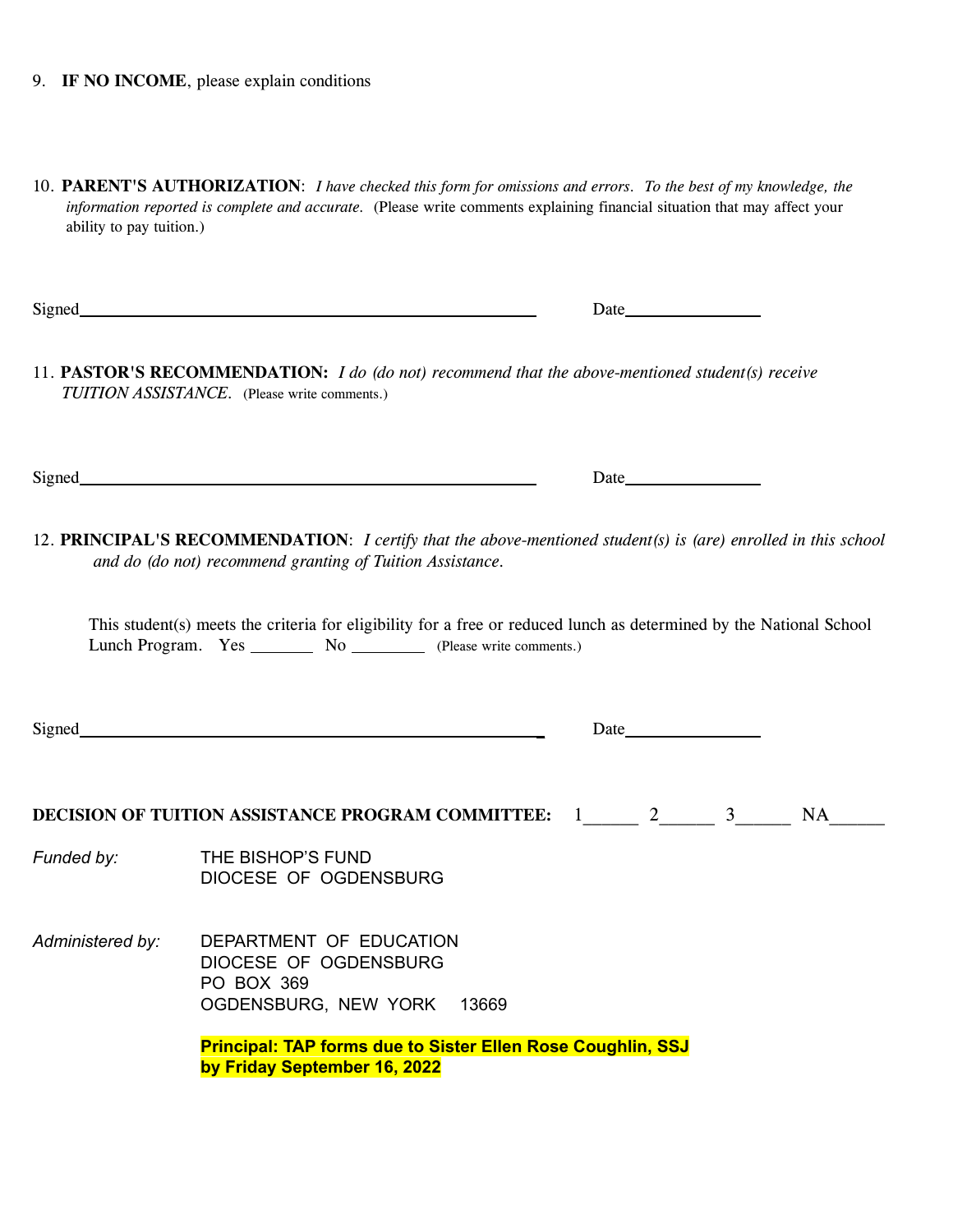9. **IF NO INCOME**, please explain conditions

10. **PARENT'S AUTHORIZATION**: *I have checked this form for omissions and errors. To the best of my knowledge, the information reported is complete and accurate.* (Please write comments explaining financial situation that may affect your ability to pay tuition.)

Signed______________________________________________ Date______________

11. **PASTOR'S RECOMMENDATION:** *I do (do not) recommend that the above-mentioned student(s) receive TUITION ASSISTANCE.* (Please write comments.)

Signed______________________________________________ Date______________

12. **PRINCIPAL'S RECOMMENDATION**: *I certify that the above-mentioned student(s) is (are) enrolled in this school and do (do not) recommend granting of Tuition Assistance.*

This student(s) meets the criteria for eligibility for a free or reduced lunch as determined by the National School Lunch Program. Yes _______ No ________ (Please write comments.)

Signed______________________________________________ Date______________

**DECISION OF TUITION ASSISTANCE PROGRAM COMMITTEE:** 1______ 2______ 3______ NA______

*Funded by:* THE BISHOP'S FUND
DIOCESE OF OGDENSBURG

*Administered by:* DEPARTMENT OF EDUCATION
DIOCESE OF OGDENSBURG
PO BOX 369
OGDENSBURG, NEW YORK 13669

**Principal: TAP forms due to Sister Ellen Rose Coughlin, SSJ by Friday September 16, 2022**